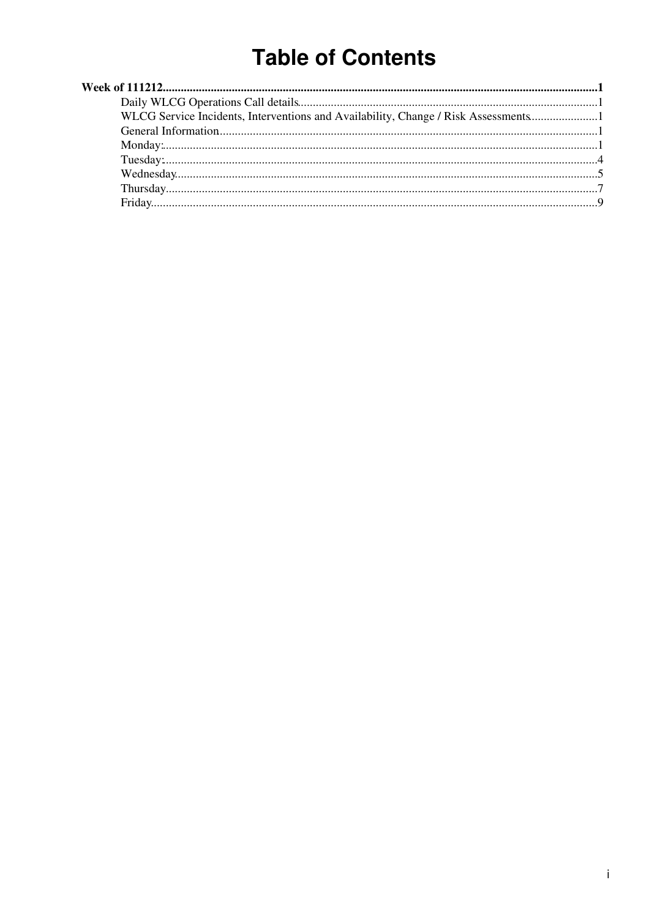# Table of Contents

**Week of 111212** .......................................................................................... **1**

- Daily WLCG Operations Call details .......................................................................... 1
- WLCG Service Incidents, Interventions and Availability, Change / Risk Assessments .......................................................................... 1
- General Information .......................................................................... 1
- Monday: .......................................................................... 1
- Tuesday: .......................................................................... 4
- Wednesday .......................................................................... 5
- Thursday .......................................................................... 7
- Friday .......................................................................... 9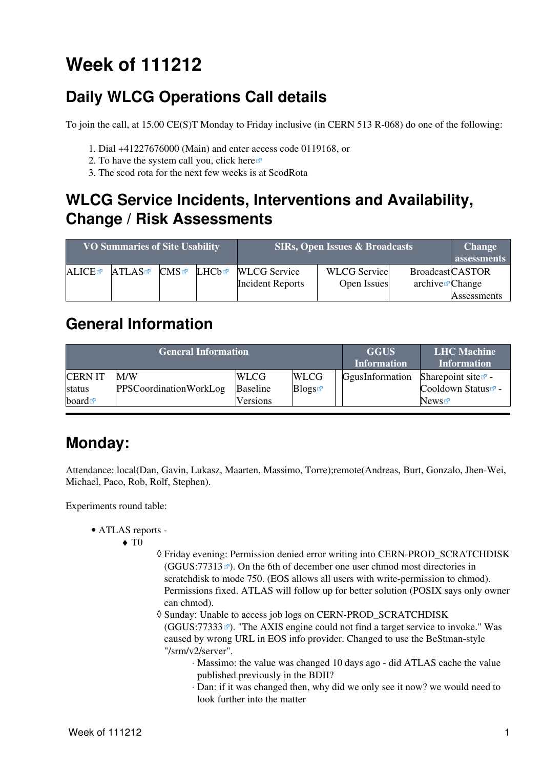# Week of 111212

## Daily WLCG Operations Call details

To join the call, at 15.00 CE(S)T Monday to Friday inclusive (in CERN 513 R-068) do one of the following:

1. Dial +41227676000 (Main) and enter access code 0119168, or
2. To have the system call you, click here
3. The scod rota for the next few weeks is at ScodRota

## WLCG Service Incidents, Interventions and Availability, Change / Risk Assessments

| VO Summaries of Site Usability | | | | SIRs, Open Issues & Broadcasts | | | Change assessments |
|---|---|---|---|---|---|---|---|
| ALICE | ATLAS | CMS | LHCb | WLCG Service Incident Reports | WLCG Service Open Issues | Broadcast archive | CASTOR Change Assessments |

## General Information

| General Information | | | | | GGUS Information | LHC Machine Information |
|---|---|---|---|---|---|---|
| CERN IT status board | M/W PPSCoordinationWorkLog | WLCG Baseline Versions | WLCG Blogs | | GgusInformation | Sharepoint site - Cooldown Status - News |

---

# Monday:

Attendance: local(Dan, Gavin, Lukasz, Maarten, Massimo, Torre);remote(Andreas, Burt, Gonzalo, Jhen-Wei, Michael, Paco, Rob, Rolf, Stephen).

Experiments round table:

- ATLAS reports -
  - T0
    - Friday evening: Permission denied error writing into CERN-PROD_SCRATCHDISK (GGUS:77313). On the 6th of december one user chmod most directories in scratchdisk to mode 750. (EOS allows all users with write-permission to chmod). Permissions fixed. ATLAS will follow up for better solution (POSIX says only owner can chmod).
    - Sunday: Unable to access job logs on CERN-PROD_SCRATCHDISK (GGUS:77333). "The AXIS engine could not find a target service to invoke." Was caused by wrong URL in EOS info provider. Changed to use the BeStman-style "/srm/v2/server".
      - Massimo: the value was changed 10 days ago - did ATLAS cache the value published previously in the BDII?
      - Dan: if it was changed then, why did we only see it now? we would need to look further into the matter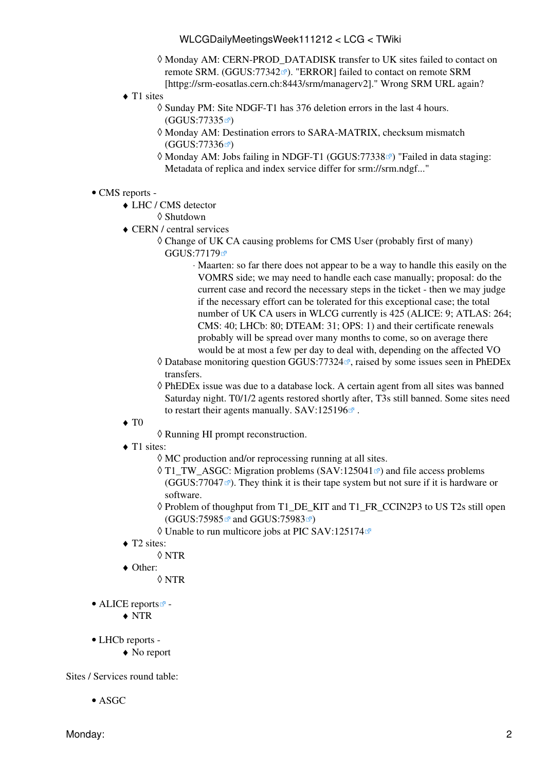- Monday AM: CERN-PROD_DATADISK transfer to UK sites failed to contact on remote SRM. (GGUS:77342). "ERROR] failed to contact on remote SRM [httpg://srm-eosatlas.cern.ch:8443/srm/managerv2]." Wrong SRM URL again?
    - T1 sites
        - Sunday PM: Site NDGF-T1 has 376 deletion errors in the last 4 hours. (GGUS:77335)
        - Monday AM: Destination errors to SARA-MATRIX, checksum mismatch (GGUS:77336)
        - Monday AM: Jobs failing in NDGF-T1 (GGUS:77338) "Failed in data staging: Metadata of replica and index service differ for srm://srm.ndgf..."

- CMS reports -
    - LHC / CMS detector
        - Shutdown
    - CERN / central services
        - Change of UK CA causing problems for CMS User (probably first of many) GGUS:77179
            - Maarten: so far there does not appear to be a way to handle this easily on the VOMRS side; we may need to handle each case manually; proposal: do the current case and record the necessary steps in the ticket - then we may judge if the necessary effort can be tolerated for this exceptional case; the total number of UK CA users in WLCG currently is 425 (ALICE: 9; ATLAS: 264; CMS: 40; LHCb: 80; DTEAM: 31; OPS: 1) and their certificate renewals probably will be spread over many months to come, so on average there would be at most a few per day to deal with, depending on the affected VO
        - Database monitoring question GGUS:77324, raised by some issues seen in PhEDEx transfers.
        - PhEDEx issue was due to a database lock. A certain agent from all sites was banned Saturday night. T0/1/2 agents restored shortly after, T3s still banned. Some sites need to restart their agents manually. SAV:125196 .
    - T0
        - Running HI prompt reconstruction.
    - T1 sites:
        - MC production and/or reprocessing running at all sites.
        - T1_TW_ASGC: Migration problems (SAV:125041) and file access problems (GGUS:77047). They think it is their tape system but not sure if it is hardware or software.
        - Problem of thoughput from T1_DE_KIT and T1_FR_CCIN2P3 to US T2s still open (GGUS:75985 and GGUS:75983)
        - Unable to run multicore jobs at PIC SAV:125174
    - T2 sites:
        - NTR
    - Other:
        - NTR

- ALICE reports -
    - NTR

- LHCb reports -
    - No report

Sites / Services round table:

- ASGC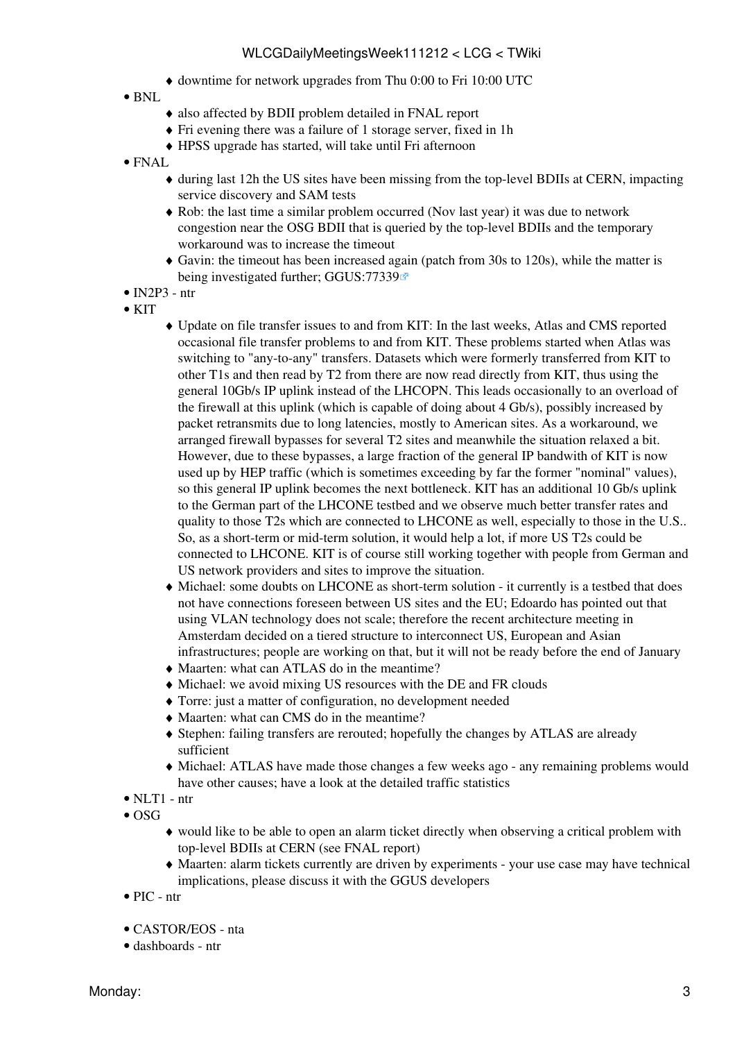- downtime for network upgrades from Thu 0:00 to Fri 10:00 UTC
- BNL
    - also affected by BDII problem detailed in FNAL report
    - Fri evening there was a failure of 1 storage server, fixed in 1h
    - HPSS upgrade has started, will take until Fri afternoon
- FNAL
    - during last 12h the US sites have been missing from the top-level BDIIs at CERN, impacting service discovery and SAM tests
    - Rob: the last time a similar problem occurred (Nov last year) it was due to network congestion near the OSG BDII that is queried by the top-level BDIIs and the temporary workaround was to increase the timeout
    - Gavin: the timeout has been increased again (patch from 30s to 120s), while the matter is being investigated further; GGUS:77339
- IN2P3 - ntr
- KIT
    - Update on file transfer issues to and from KIT: In the last weeks, Atlas and CMS reported occasional file transfer problems to and from KIT. These problems started when Atlas was switching to "any-to-any" transfers. Datasets which were formerly transferred from KIT to other T1s and then read by T2 from there are now read directly from KIT, thus using the general 10Gb/s IP uplink instead of the LHCOPN. This leads occasionally to an overload of the firewall at this uplink (which is capable of doing about 4 Gb/s), possibly increased by packet retransmits due to long latencies, mostly to American sites. As a workaround, we arranged firewall bypasses for several T2 sites and meanwhile the situation relaxed a bit. However, due to these bypasses, a large fraction of the general IP bandwith of KIT is now used up by HEP traffic (which is sometimes exceeding by far the former "nominal" values), so this general IP uplink becomes the next bottleneck. KIT has an additional 10 Gb/s uplink to the German part of the LHCONE testbed and we observe much better transfer rates and quality to those T2s which are connected to LHCONE as well, especially to those in the U.S.. So, as a short-term or mid-term solution, it would help a lot, if more US T2s could be connected to LHCONE. KIT is of course still working together with people from German and US network providers and sites to improve the situation.
    - Michael: some doubts on LHCONE as short-term solution - it currently is a testbed that does not have connections foreseen between US sites and the EU; Edoardo has pointed out that using VLAN technology does not scale; therefore the recent architecture meeting in Amsterdam decided on a tiered structure to interconnect US, European and Asian infrastructures; people are working on that, but it will not be ready before the end of January
    - Maarten: what can ATLAS do in the meantime?
    - Michael: we avoid mixing US resources with the DE and FR clouds
    - Torre: just a matter of configuration, no development needed
    - Maarten: what can CMS do in the meantime?
    - Stephen: failing transfers are rerouted; hopefully the changes by ATLAS are already sufficient
    - Michael: ATLAS have made those changes a few weeks ago - any remaining problems would have other causes; have a look at the detailed traffic statistics
- NLT1 - ntr
- OSG
    - would like to be able to open an alarm ticket directly when observing a critical problem with top-level BDIIs at CERN (see FNAL report)
    - Maarten: alarm tickets currently are driven by experiments - your use case may have technical implications, please discuss it with the GGUS developers
- PIC - ntr

- CASTOR/EOS - nta
- dashboards - ntr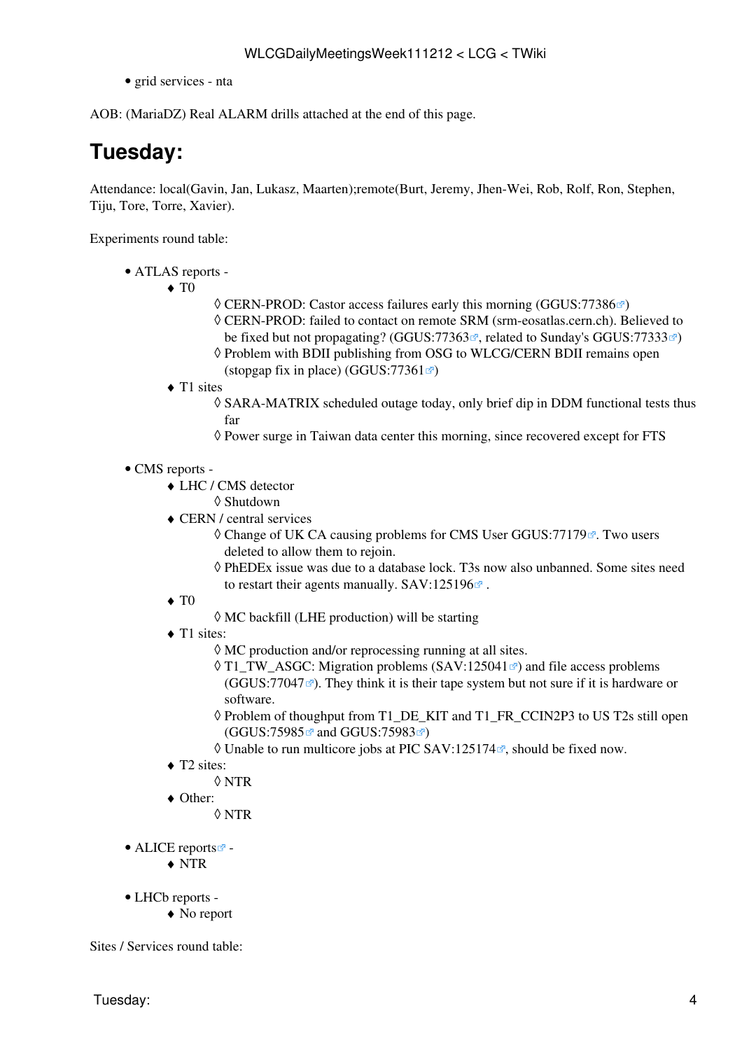- grid services - nta

AOB: (MariaDZ) Real ALARM drills attached at the end of this page.

# Tuesday:

Attendance: local(Gavin, Jan, Lukasz, Maarten);remote(Burt, Jeremy, Jhen-Wei, Rob, Rolf, Ron, Stephen, Tiju, Tore, Torre, Xavier).

Experiments round table:

- ATLAS reports -
    - T0
        - CERN-PROD: Castor access failures early this morning (GGUS:77386)
        - CERN-PROD: failed to contact on remote SRM (srm-eosatlas.cern.ch). Believed to be fixed but not propagating? (GGUS:77363, related to Sunday's GGUS:77333)
        - Problem with BDII publishing from OSG to WLCG/CERN BDII remains open (stopgap fix in place) (GGUS:77361)
    - T1 sites
        - SARA-MATRIX scheduled outage today, only brief dip in DDM functional tests thus far
        - Power surge in Taiwan data center this morning, since recovered except for FTS

- CMS reports -
    - LHC / CMS detector
        - Shutdown
    - CERN / central services
        - Change of UK CA causing problems for CMS User GGUS:77179. Two users deleted to allow them to rejoin.
        - PhEDEx issue was due to a database lock. T3s now also unbanned. Some sites need to restart their agents manually. SAV:125196 .
    - T0
        - MC backfill (LHE production) will be starting
    - T1 sites:
        - MC production and/or reprocessing running at all sites.
        - T1_TW_ASGC: Migration problems (SAV:125041) and file access problems (GGUS:77047). They think it is their tape system but not sure if it is hardware or software.
        - Problem of thoughput from T1_DE_KIT and T1_FR_CCIN2P3 to US T2s still open (GGUS:75985 and GGUS:75983)
        - Unable to run multicore jobs at PIC SAV:125174, should be fixed now.
    - T2 sites:
        - NTR
    - Other:
        - NTR

- ALICE reports -
    - NTR

- LHCb reports -
    - No report

Sites / Services round table: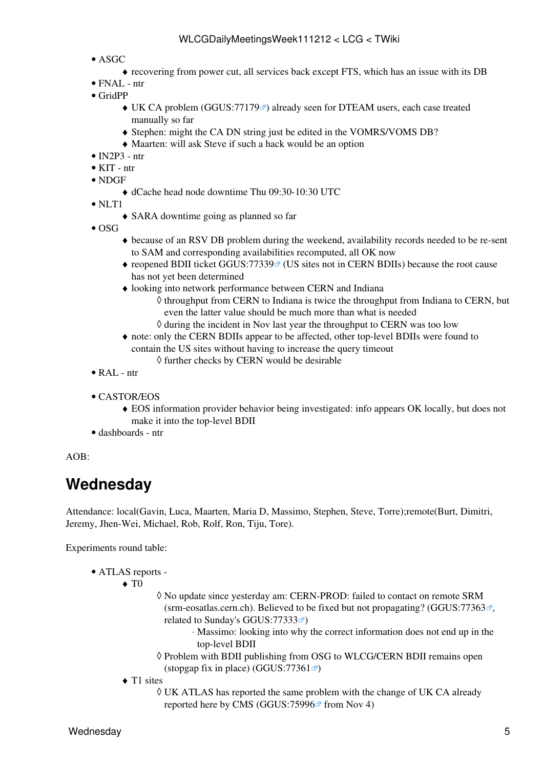- ASGC
    - recovering from power cut, all services back except FTS, which has an issue with its DB
- FNAL - ntr
- GridPP
    - UK CA problem (GGUS:77179) already seen for DTEAM users, each case treated manually so far
    - Stephen: might the CA DN string just be edited in the VOMRS/VOMS DB?
    - Maarten: will ask Steve if such a hack would be an option
- IN2P3 - ntr
- KIT - ntr
- NDGF
    - dCache head node downtime Thu 09:30-10:30 UTC
- NLT1
    - SARA downtime going as planned so far
- OSG
    - because of an RSV DB problem during the weekend, availability records needed to be re-sent to SAM and corresponding availabilities recomputed, all OK now
    - reopened BDII ticket GGUS:77339 (US sites not in CERN BDIIs) because the root cause has not yet been determined
    - looking into network performance between CERN and Indiana
        - throughput from CERN to Indiana is twice the throughput from Indiana to CERN, but even the latter value should be much more than what is needed
        - during the incident in Nov last year the throughput to CERN was too low
    - note: only the CERN BDIIs appear to be affected, other top-level BDIIs were found to contain the US sites without having to increase the query timeout
        - further checks by CERN would be desirable
- RAL - ntr

- CASTOR/EOS
    - EOS information provider behavior being investigated: info appears OK locally, but does not make it into the top-level BDII
- dashboards - ntr

AOB:

## Wednesday

Attendance: local(Gavin, Luca, Maarten, Maria D, Massimo, Stephen, Steve, Torre);remote(Burt, Dimitri, Jeremy, Jhen-Wei, Michael, Rob, Rolf, Ron, Tiju, Tore).

Experiments round table:

- ATLAS reports -
    - T0
        - No update since yesterday am: CERN-PROD: failed to contact on remote SRM (srm-eosatlas.cern.ch). Believed to be fixed but not propagating? (GGUS:77363, related to Sunday's GGUS:77333)
            - Massimo: looking into why the correct information does not end up in the top-level BDII
        - Problem with BDII publishing from OSG to WLCG/CERN BDII remains open (stopgap fix in place) (GGUS:77361)
    - T1 sites
        - UK ATLAS has reported the same problem with the change of UK CA already reported here by CMS (GGUS:75996 from Nov 4)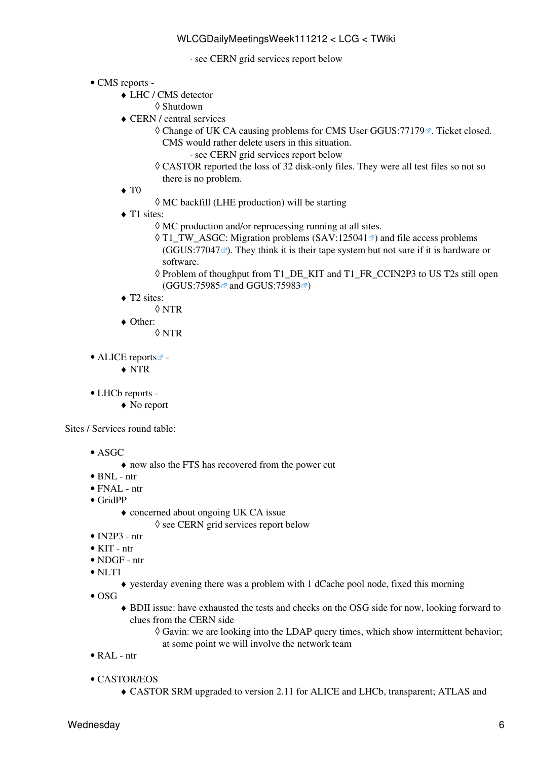- see CERN grid services report below

- CMS reports -
    - LHC / CMS detector
        - Shutdown
    - CERN / central services
        - Change of UK CA causing problems for CMS User GGUS:77179. Ticket closed. CMS would rather delete users in this situation.
            - see CERN grid services report below
        - CASTOR reported the loss of 32 disk-only files. They were all test files so not so there is no problem.
    - T0
        - MC backfill (LHE production) will be starting
    - T1 sites:
        - MC production and/or reprocessing running at all sites.
        - T1_TW_ASGC: Migration problems (SAV:125041) and file access problems (GGUS:77047). They think it is their tape system but not sure if it is hardware or software.
        - Problem of thoughput from T1_DE_KIT and T1_FR_CCIN2P3 to US T2s still open (GGUS:75985 and GGUS:75983)
    - T2 sites:
        - NTR
    - Other:
        - NTR

- ALICE reports -
    - NTR

- LHCb reports -
    - No report

Sites / Services round table:

- ASGC
    - now also the FTS has recovered from the power cut
- BNL - ntr
- FNAL - ntr
- GridPP
    - concerned about ongoing UK CA issue
        - see CERN grid services report below
- IN2P3 - ntr
- KIT - ntr
- NDGF - ntr
- NLT1
    - yesterday evening there was a problem with 1 dCache pool node, fixed this morning
- OSG
    - BDII issue: have exhausted the tests and checks on the OSG side for now, looking forward to clues from the CERN side
        - Gavin: we are looking into the LDAP query times, which show intermittent behavior; at some point we will involve the network team
- RAL - ntr

- CASTOR/EOS
    - CASTOR SRM upgraded to version 2.11 for ALICE and LHCb, transparent; ATLAS and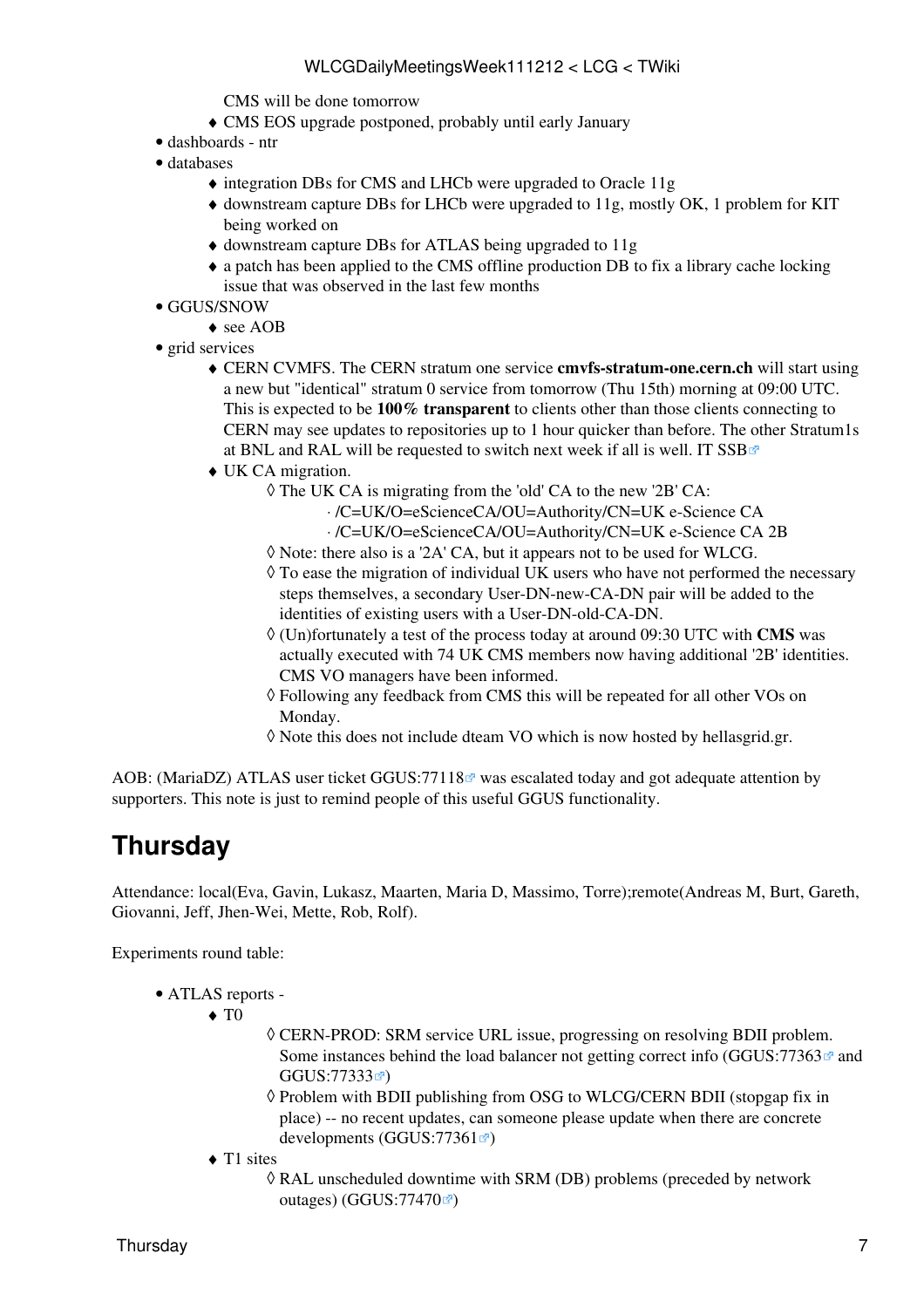CMS will be done tomorrow
    - CMS EOS upgrade postponed, probably until early January
- dashboards - ntr
- databases
    - integration DBs for CMS and LHCb were upgraded to Oracle 11g
    - downstream capture DBs for LHCb were upgraded to 11g, mostly OK, 1 problem for KIT being worked on
    - downstream capture DBs for ATLAS being upgraded to 11g
    - a patch has been applied to the CMS offline production DB to fix a library cache locking issue that was observed in the last few months
- GGUS/SNOW
    - see AOB
- grid services
    - CERN CVMFS. The CERN stratum one service **cmvfs-stratum-one.cern.ch** will start using a new but "identical" stratum 0 service from tomorrow (Thu 15th) morning at 09:00 UTC. This is expected to be **100% transparent** to clients other than those clients connecting to CERN may see updates to repositories up to 1 hour quicker than before. The other Stratum1s at BNL and RAL will be requested to switch next week if all is well. IT SSB
    - UK CA migration.
        - The UK CA is migrating from the 'old' CA to the new '2B' CA:
            - /C=UK/O=eScienceCA/OU=Authority/CN=UK e-Science CA
            - /C=UK/O=eScienceCA/OU=Authority/CN=UK e-Science CA 2B
        - Note: there also is a '2A' CA, but it appears not to be used for WLCG.
        - To ease the migration of individual UK users who have not performed the necessary steps themselves, a secondary User-DN-new-CA-DN pair will be added to the identities of existing users with a User-DN-old-CA-DN.
        - (Un)fortunately a test of the process today at around 09:30 UTC with **CMS** was actually executed with 74 UK CMS members now having additional '2B' identities. CMS VO managers have been informed.
        - Following any feedback from CMS this will be repeated for all other VOs on Monday.
        - Note this does not include dteam VO which is now hosted by hellasgrid.gr.

AOB: (MariaDZ) ATLAS user ticket GGUS:77118 was escalated today and got adequate attention by supporters. This note is just to remind people of this useful GGUS functionality.

# Thursday

Attendance: local(Eva, Gavin, Lukasz, Maarten, Maria D, Massimo, Torre);remote(Andreas M, Burt, Gareth, Giovanni, Jeff, Jhen-Wei, Mette, Rob, Rolf).

Experiments round table:

- ATLAS reports -
    - T0
        - CERN-PROD: SRM service URL issue, progressing on resolving BDII problem. Some instances behind the load balancer not getting correct info (GGUS:77363 and GGUS:77333)
        - Problem with BDII publishing from OSG to WLCG/CERN BDII (stopgap fix in place) -- no recent updates, can someone please update when there are concrete developments (GGUS:77361)
    - T1 sites
        - RAL unscheduled downtime with SRM (DB) problems (preceded by network outages) (GGUS:77470)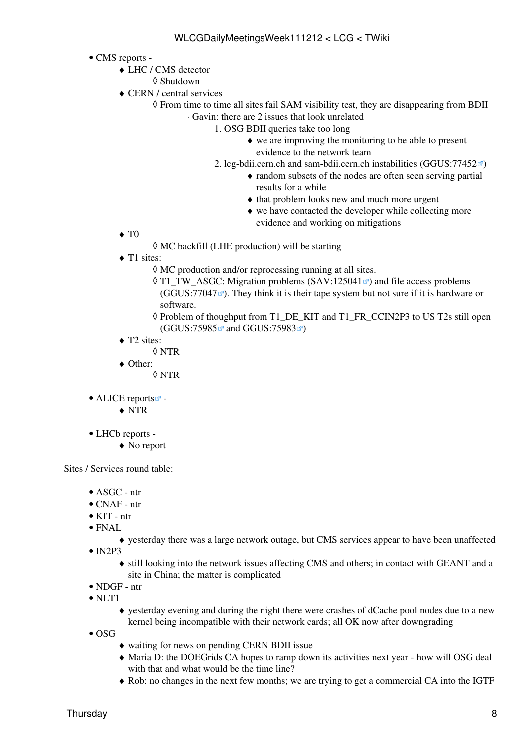- CMS reports -
    - LHC / CMS detector
        - Shutdown
    - CERN / central services
        - From time to time all sites fail SAM visibility test, they are disappearing from BDII
            - Gavin: there are 2 issues that look unrelated
                1. OSG BDII queries take too long
                    - we are improving the monitoring to be able to present evidence to the network team
                2. lcg-bdii.cern.ch and sam-bdii.cern.ch instabilities (GGUS:77452)
                    - random subsets of the nodes are often seen serving partial results for a while
                    - that problem looks new and much more urgent
                    - we have contacted the developer while collecting more evidence and working on mitigations
    - T0
        - MC backfill (LHE production) will be starting
    - T1 sites:
        - MC production and/or reprocessing running at all sites.
        - T1_TW_ASGC: Migration problems (SAV:125041) and file access problems (GGUS:77047). They think it is their tape system but not sure if it is hardware or software.
        - Problem of thoughput from T1_DE_KIT and T1_FR_CCIN2P3 to US T2s still open (GGUS:75985 and GGUS:75983)
    - T2 sites:
        - NTR
    - Other:
        - NTR

- ALICE reports -
    - NTR

- LHCb reports -
    - No report

Sites / Services round table:

- ASGC - ntr
- CNAF - ntr
- KIT - ntr
- FNAL
    - yesterday there was a large network outage, but CMS services appear to have been unaffected
- IN2P3
    - still looking into the network issues affecting CMS and others; in contact with GEANT and a site in China; the matter is complicated
- NDGF - ntr
- NLT1
    - yesterday evening and during the night there were crashes of dCache pool nodes due to a new kernel being incompatible with their network cards; all OK now after downgrading
- OSG
    - waiting for news on pending CERN BDII issue
    - Maria D: the DOEGrids CA hopes to ramp down its activities next year - how will OSG deal with that and what would be the time line?
    - Rob: no changes in the next few months; we are trying to get a commercial CA into the IGTF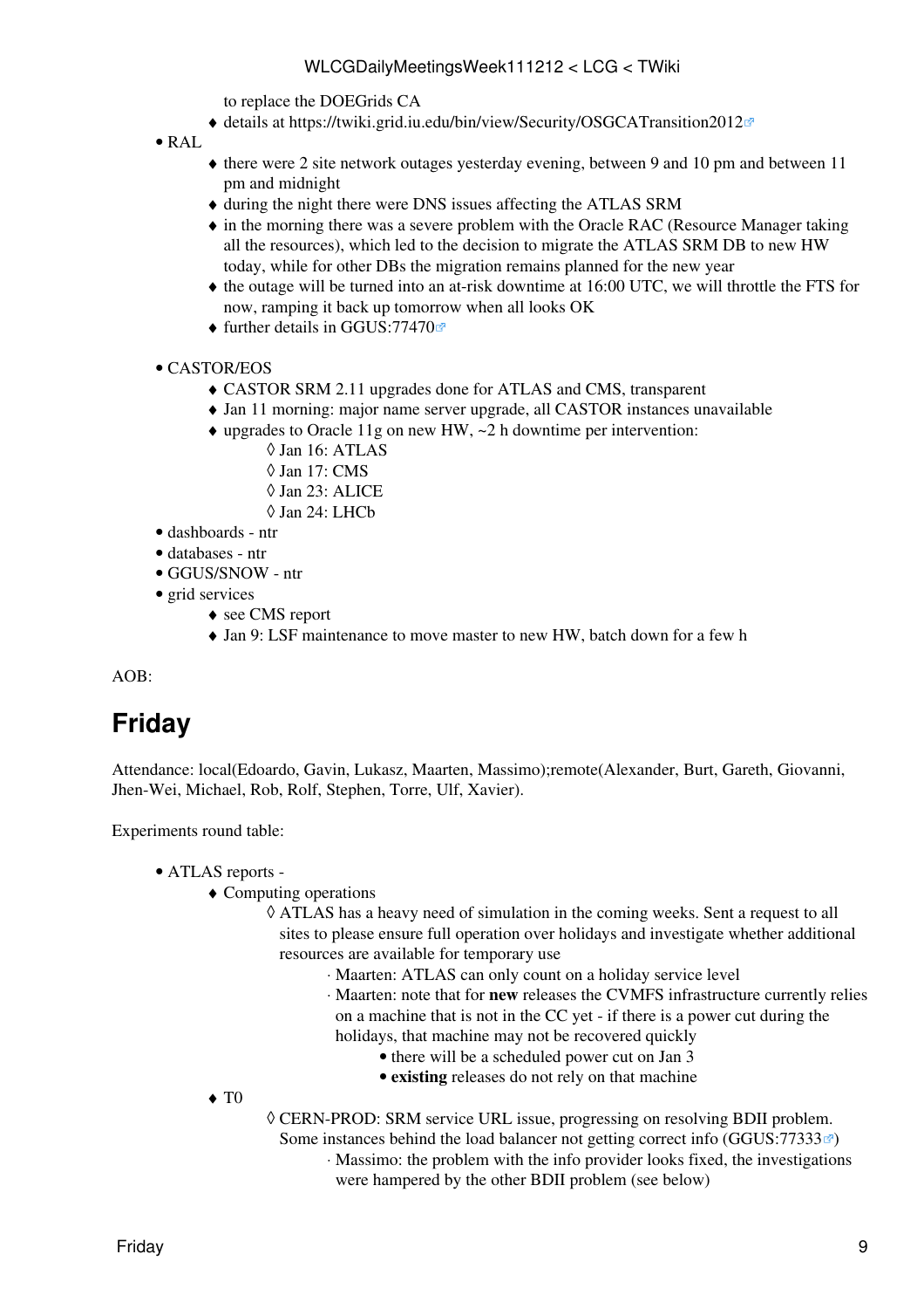to replace the DOEGrids CA
    - details at https://twiki.grid.iu.edu/bin/view/Security/OSGCATransition2012
- RAL
    - there were 2 site network outages yesterday evening, between 9 and 10 pm and between 11 pm and midnight
    - during the night there were DNS issues affecting the ATLAS SRM
    - in the morning there was a severe problem with the Oracle RAC (Resource Manager taking all the resources), which led to the decision to migrate the ATLAS SRM DB to new HW today, while for other DBs the migration remains planned for the new year
    - the outage will be turned into an at-risk downtime at 16:00 UTC, we will throttle the FTS for now, ramping it back up tomorrow when all looks OK
    - further details in GGUS:77470

- CASTOR/EOS
    - CASTOR SRM 2.11 upgrades done for ATLAS and CMS, transparent
    - Jan 11 morning: major name server upgrade, all CASTOR instances unavailable
    - upgrades to Oracle 11g on new HW, ~2 h downtime per intervention:
        - Jan 16: ATLAS
        - Jan 17: CMS
        - Jan 23: ALICE
        - Jan 24: LHCb
- dashboards - ntr
- databases - ntr
- GGUS/SNOW - ntr
- grid services
    - see CMS report
    - Jan 9: LSF maintenance to move master to new HW, batch down for a few h

AOB:

# Friday

Attendance: local(Edoardo, Gavin, Lukasz, Maarten, Massimo);remote(Alexander, Burt, Gareth, Giovanni, Jhen-Wei, Michael, Rob, Rolf, Stephen, Torre, Ulf, Xavier).

Experiments round table:

- ATLAS reports -
    - Computing operations
        - ATLAS has a heavy need of simulation in the coming weeks. Sent a request to all sites to please ensure full operation over holidays and investigate whether additional resources are available for temporary use
            - Maarten: ATLAS can only count on a holiday service level
            - Maarten: note that for **new** releases the CVMFS infrastructure currently relies on a machine that is not in the CC yet - if there is a power cut during the holidays, that machine may not be recovered quickly
                - there will be a scheduled power cut on Jan 3
                - **existing** releases do not rely on that machine
    - T0
        - CERN-PROD: SRM service URL issue, progressing on resolving BDII problem. Some instances behind the load balancer not getting correct info (GGUS:77333)
            - Massimo: the problem with the info provider looks fixed, the investigations were hampered by the other BDII problem (see below)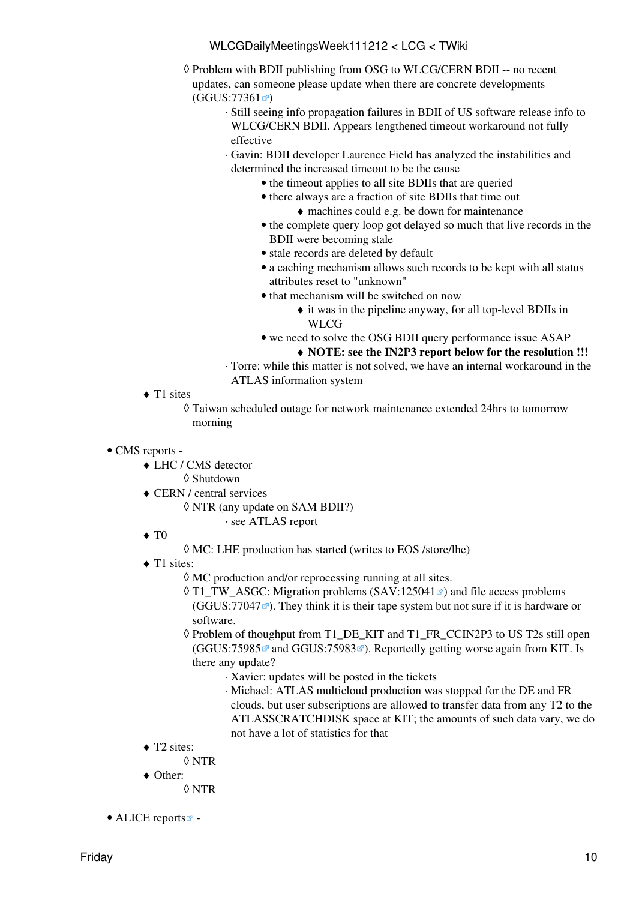- Problem with BDII publishing from OSG to WLCG/CERN BDII -- no recent updates, can someone please update when there are concrete developments (GGUS:77361)
  - Still seeing info propagation failures in BDII of US software release info to WLCG/CERN BDII. Appears lengthened timeout workaround not fully effective
  - Gavin: BDII developer Laurence Field has analyzed the instabilities and determined the increased timeout to be the cause
    - the timeout applies to all site BDIIs that are queried
    - there always are a fraction of site BDIIs that time out
      - machines could e.g. be down for maintenance
    - the complete query loop got delayed so much that live records in the BDII were becoming stale
    - stale records are deleted by default
    - a caching mechanism allows such records to be kept with all status attributes reset to "unknown"
    - that mechanism will be switched on now
      - it was in the pipeline anyway, for all top-level BDIIs in WLCG
    - we need to solve the OSG BDII query performance issue ASAP
      - **NOTE: see the IN2P3 report below for the resolution !!!**
  - Torre: while this matter is not solved, we have an internal workaround in the ATLAS information system
- T1 sites
  - Taiwan scheduled outage for network maintenance extended 24hrs to tomorrow morning

- CMS reports -
  - LHC / CMS detector
    - Shutdown
  - CERN / central services
    - NTR (any update on SAM BDII?)
      - see ATLAS report
  - T0
    - MC: LHE production has started (writes to EOS /store/lhe)
  - T1 sites:
    - MC production and/or reprocessing running at all sites.
    - T1_TW_ASGC: Migration problems (SAV:125041) and file access problems (GGUS:77047). They think it is their tape system but not sure if it is hardware or software.
    - Problem of thoughput from T1_DE_KIT and T1_FR_CCIN2P3 to US T2s still open (GGUS:75985 and GGUS:75983). Reportedly getting worse again from KIT. Is there any update?
      - Xavier: updates will be posted in the tickets
      - Michael: ATLAS multicloud production was stopped for the DE and FR clouds, but user subscriptions are allowed to transfer data from any T2 to the ATLASSCRATCHDISK space at KIT; the amounts of such data vary, we do not have a lot of statistics for that
  - T2 sites:
    - NTR
  - Other:
    - NTR

- ALICE reports -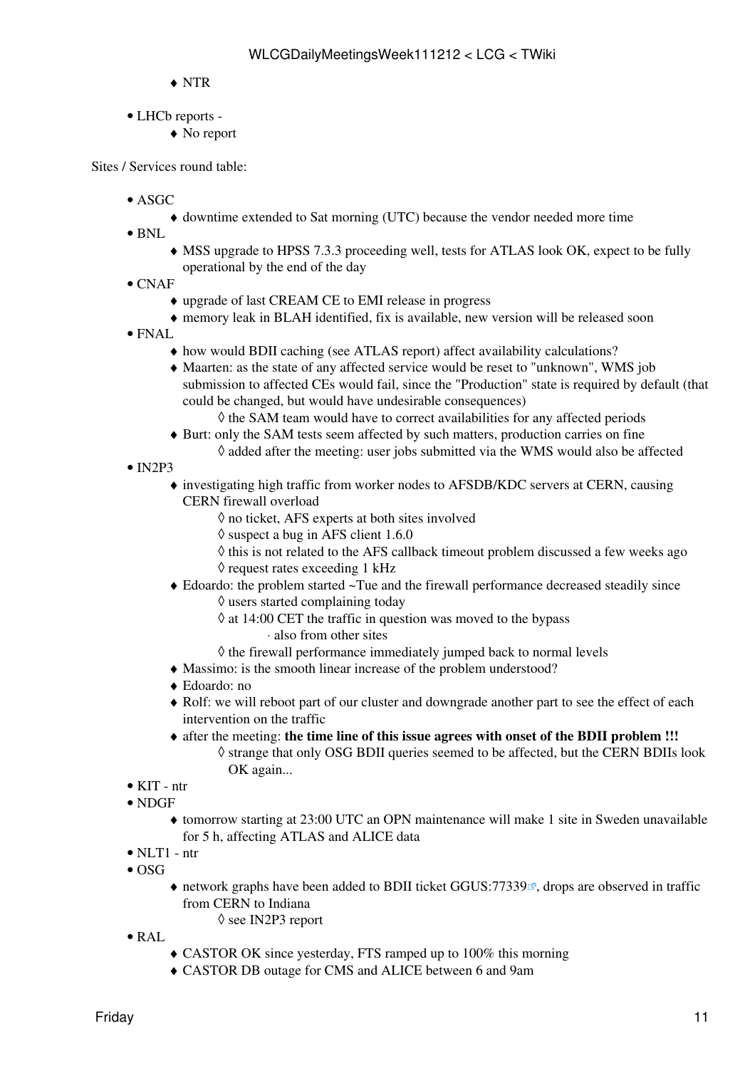- NTR

- LHCb reports -
    - No report

Sites / Services round table:

- ASGC
    - downtime extended to Sat morning (UTC) because the vendor needed more time
- BNL
    - MSS upgrade to HPSS 7.3.3 proceeding well, tests for ATLAS look OK, expect to be fully operational by the end of the day
- CNAF
    - upgrade of last CREAM CE to EMI release in progress
    - memory leak in BLAH identified, fix is available, new version will be released soon
- FNAL
    - how would BDII caching (see ATLAS report) affect availability calculations?
    - Maarten: as the state of any affected service would be reset to "unknown", WMS job submission to affected CEs would fail, since the "Production" state is required by default (that could be changed, but would have undesirable consequences)
        - the SAM team would have to correct availabilities for any affected periods
    - Burt: only the SAM tests seem affected by such matters, production carries on fine
        - added after the meeting: user jobs submitted via the WMS would also be affected
- IN2P3
    - investigating high traffic from worker nodes to AFSDB/KDC servers at CERN, causing CERN firewall overload
        - no ticket, AFS experts at both sites involved
        - suspect a bug in AFS client 1.6.0
        - this is not related to the AFS callback timeout problem discussed a few weeks ago
        - request rates exceeding 1 kHz
    - Edoardo: the problem started ~Tue and the firewall performance decreased steadily since
        - users started complaining today
        - at 14:00 CET the traffic in question was moved to the bypass
            - also from other sites
        - the firewall performance immediately jumped back to normal levels
    - Massimo: is the smooth linear increase of the problem understood?
    - Edoardo: no
    - Rolf: we will reboot part of our cluster and downgrade another part to see the effect of each intervention on the traffic
    - after the meeting: **the time line of this issue agrees with onset of the BDII problem !!!**
        - strange that only OSG BDII queries seemed to be affected, but the CERN BDIIs look OK again...
- KIT - ntr
- NDGF
    - tomorrow starting at 23:00 UTC an OPN maintenance will make 1 site in Sweden unavailable for 5 h, affecting ATLAS and ALICE data
- NLT1 - ntr
- OSG
    - network graphs have been added to BDII ticket GGUS:77339, drops are observed in traffic from CERN to Indiana
        - see IN2P3 report
- RAL
    - CASTOR OK since yesterday, FTS ramped up to 100% this morning
    - CASTOR DB outage for CMS and ALICE between 6 and 9am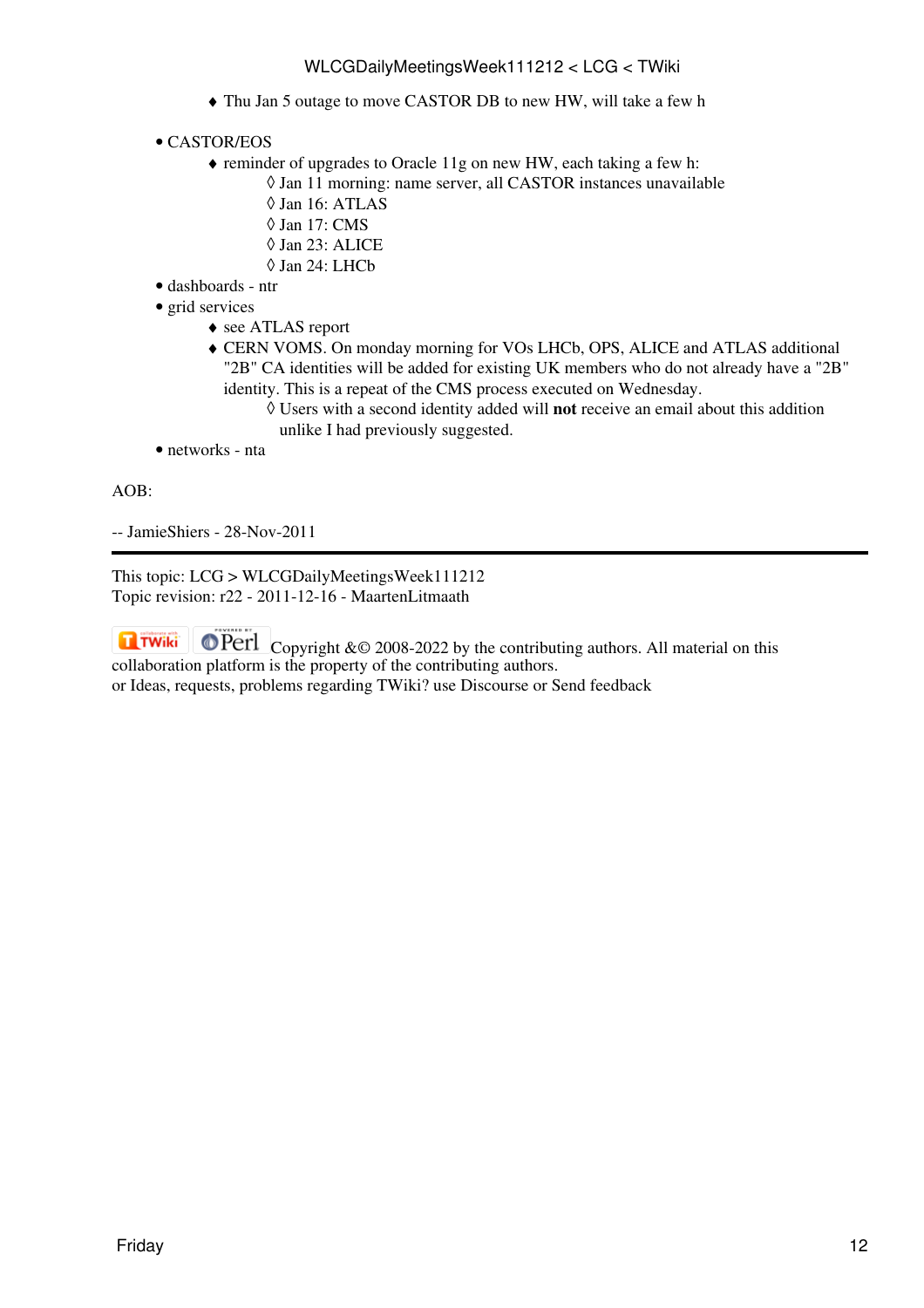- Thu Jan 5 outage to move CASTOR DB to new HW, will take a few h
- CASTOR/EOS
    - reminder of upgrades to Oracle 11g on new HW, each taking a few h:
        - Jan 11 morning: name server, all CASTOR instances unavailable
        - Jan 16: ATLAS
        - Jan 17: CMS
        - Jan 23: ALICE
        - Jan 24: LHCb
- dashboards - ntr
- grid services
    - see ATLAS report
    - CERN VOMS. On monday morning for VOs LHCb, OPS, ALICE and ATLAS additional "2B" CA identities will be added for existing UK members who do not already have a "2B" identity. This is a repeat of the CMS process executed on Wednesday.
        - Users with a second identity added will **not** receive an email about this addition unlike I had previously suggested.
- networks - nta

AOB:

-- JamieShiers - 28-Nov-2011

---

This topic: LCG > WLCGDailyMeetingsWeek111212
Topic revision: r22 - 2011-12-16 - MaartenLitmaath

Copyright &© 2008-2022 by the contributing authors. All material on this collaboration platform is the property of the contributing authors.
or Ideas, requests, problems regarding TWiki? use Discourse or Send feedback